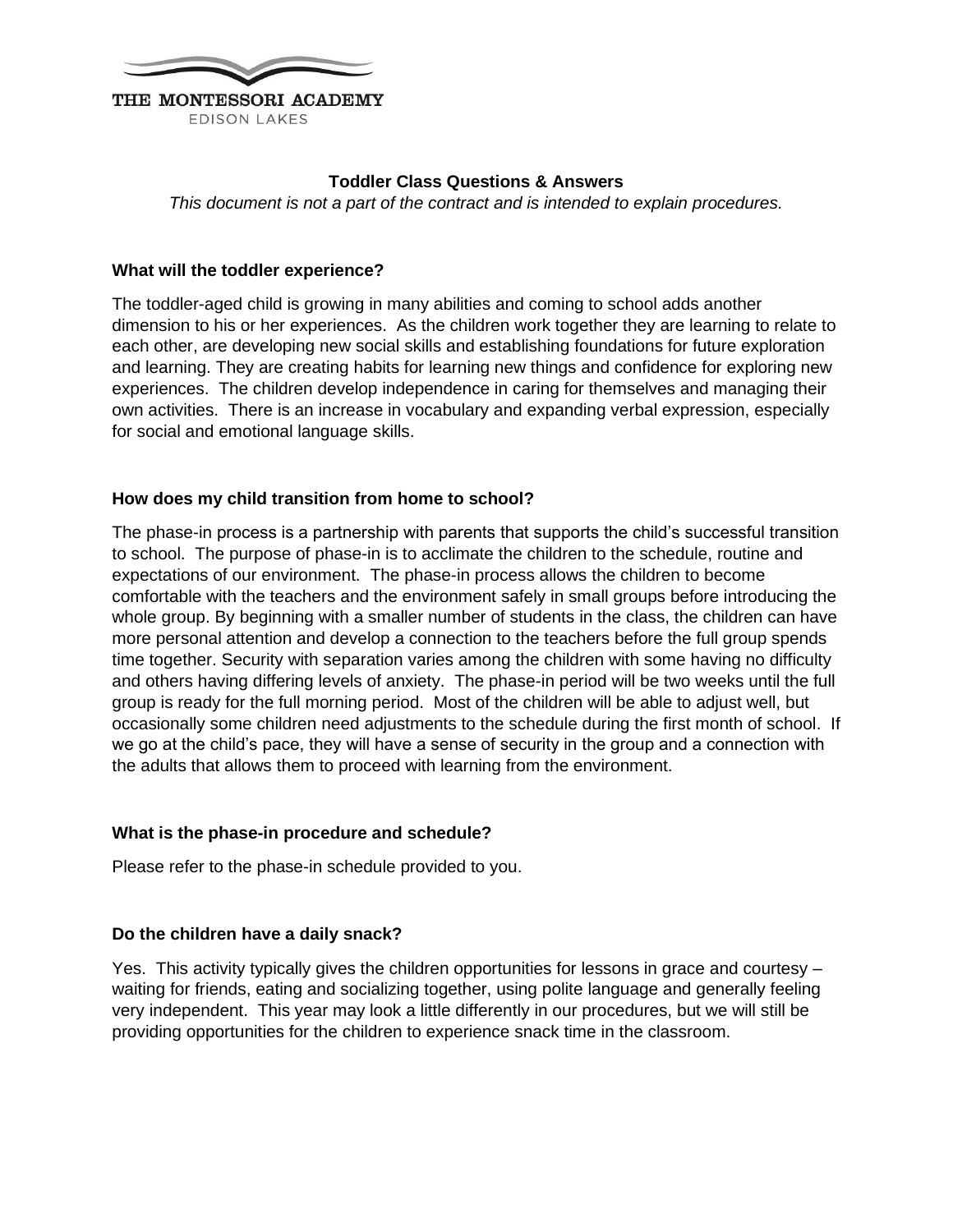THE MONTESSORI ACADEMY
EDISON LAKES

**Toddler Class Questions & Answers**

*This document is not a part of the contract and is intended to explain procedures.*

**What will the toddler experience?**

The toddler-aged child is growing in many abilities and coming to school adds another dimension to his or her experiences. As the children work together they are learning to relate to each other, are developing new social skills and establishing foundations for future exploration and learning. They are creating habits for learning new things and confidence for exploring new experiences. The children develop independence in caring for themselves and managing their own activities. There is an increase in vocabulary and expanding verbal expression, especially for social and emotional language skills.

**How does my child transition from home to school?**

The phase-in process is a partnership with parents that supports the child's successful transition to school. The purpose of phase-in is to acclimate the children to the schedule, routine and expectations of our environment. The phase-in process allows the children to become comfortable with the teachers and the environment safely in small groups before introducing the whole group. By beginning with a smaller number of students in the class, the children can have more personal attention and develop a connection to the teachers before the full group spends time together. Security with separation varies among the children with some having no difficulty and others having differing levels of anxiety. The phase-in period will be two weeks until the full group is ready for the full morning period. Most of the children will be able to adjust well, but occasionally some children need adjustments to the schedule during the first month of school. If we go at the child's pace, they will have a sense of security in the group and a connection with the adults that allows them to proceed with learning from the environment.

**What is the phase-in procedure and schedule?**

Please refer to the phase-in schedule provided to you.

**Do the children have a daily snack?**

Yes. This activity typically gives the children opportunities for lessons in grace and courtesy – waiting for friends, eating and socializing together, using polite language and generally feeling very independent. This year may look a little differently in our procedures, but we will still be providing opportunities for the children to experience snack time in the classroom.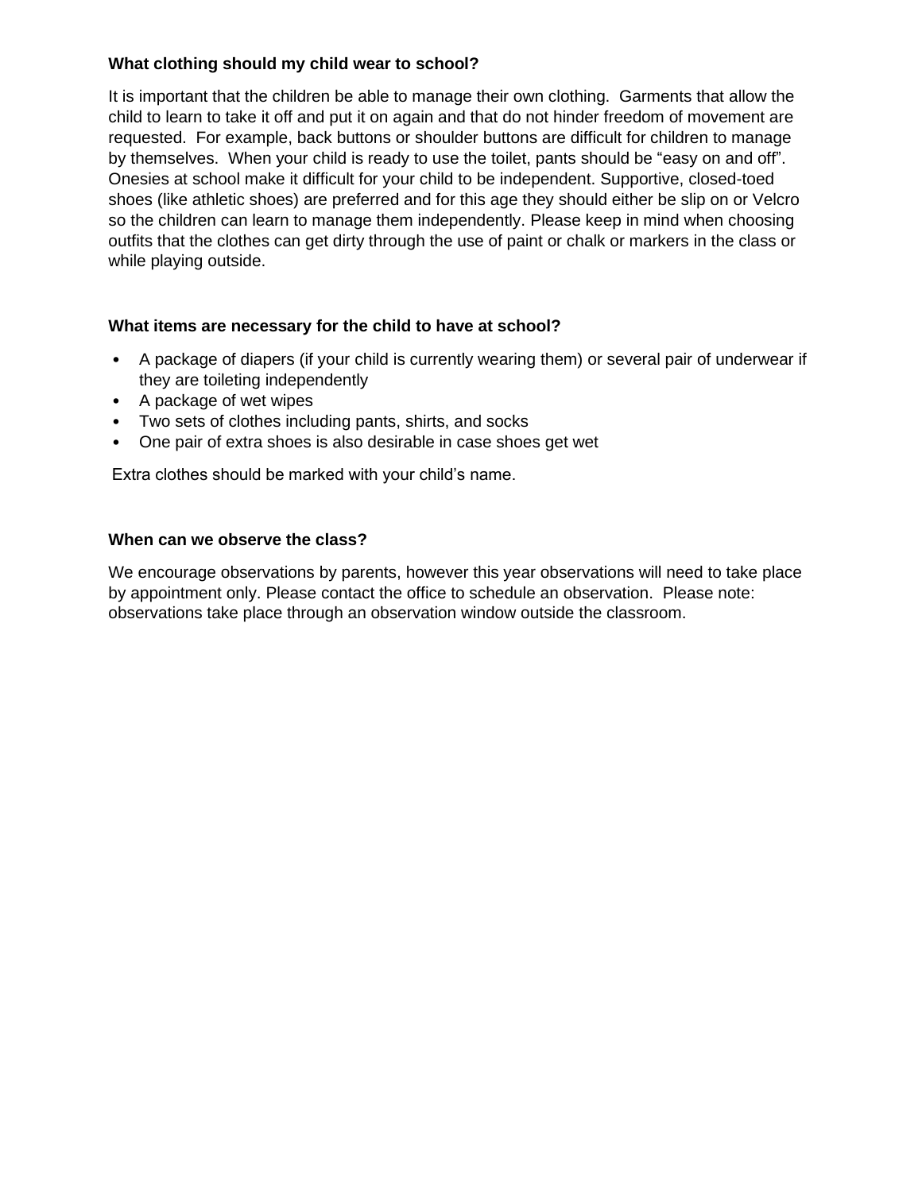**What clothing should my child wear to school?**

It is important that the children be able to manage their own clothing. Garments that allow the child to learn to take it off and put it on again and that do not hinder freedom of movement are requested. For example, back buttons or shoulder buttons are difficult for children to manage by themselves. When your child is ready to use the toilet, pants should be "easy on and off". Onesies at school make it difficult for your child to be independent. Supportive, closed-toed shoes (like athletic shoes) are preferred and for this age they should either be slip on or Velcro so the children can learn to manage them independently. Please keep in mind when choosing outfits that the clothes can get dirty through the use of paint or chalk or markers in the class or while playing outside.

**What items are necessary for the child to have at school?**

- A package of diapers (if your child is currently wearing them) or several pair of underwear if they are toileting independently
- A package of wet wipes
- Two sets of clothes including pants, shirts, and socks
- One pair of extra shoes is also desirable in case shoes get wet

Extra clothes should be marked with your child's name.

**When can we observe the class?**

We encourage observations by parents, however this year observations will need to take place by appointment only. Please contact the office to schedule an observation. Please note: observations take place through an observation window outside the classroom.